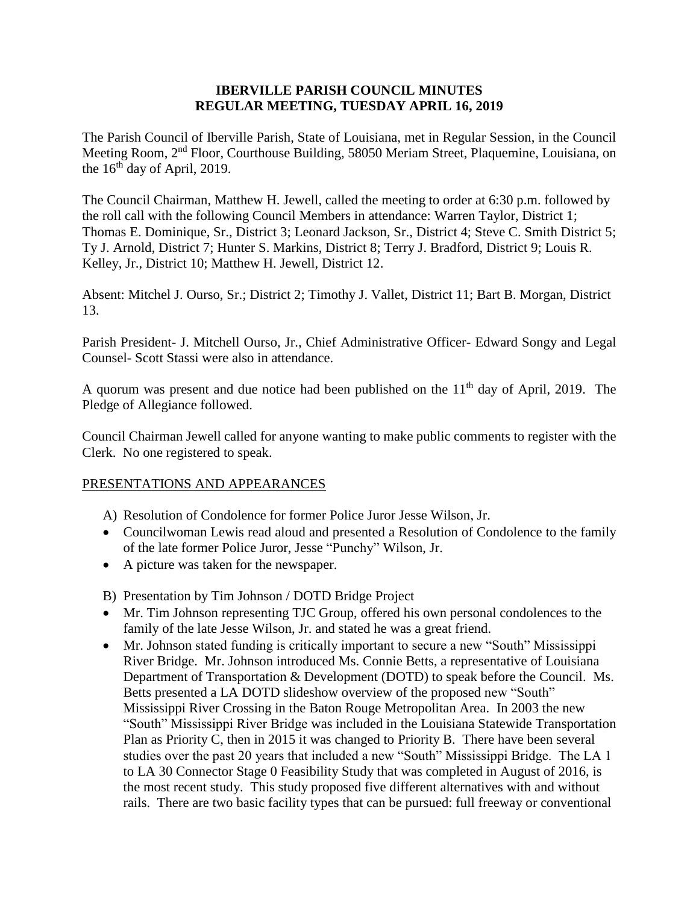# IBERVILLE PARISH COUNCIL MINUTES
## REGULAR MEETING, TUESDAY APRIL 16, 2019

The Parish Council of Iberville Parish, State of Louisiana, met in Regular Session, in the Council Meeting Room, 2nd Floor, Courthouse Building, 58050 Meriam Street, Plaquemine, Louisiana, on the 16th day of April, 2019.

The Council Chairman, Matthew H. Jewell, called the meeting to order at 6:30 p.m. followed by the roll call with the following Council Members in attendance: Warren Taylor, District 1; Thomas E. Dominique, Sr., District 3; Leonard Jackson, Sr., District 4; Steve C. Smith District 5; Ty J. Arnold, District 7; Hunter S. Markins, District 8; Terry J. Bradford, District 9; Louis R. Kelley, Jr., District 10; Matthew H. Jewell, District 12.

Absent: Mitchel J. Ourso, Sr.; District 2; Timothy J. Vallet, District 11; Bart B. Morgan, District 13.

Parish President- J. Mitchell Ourso, Jr., Chief Administrative Officer- Edward Songy and Legal Counsel- Scott Stassi were also in attendance.

A quorum was present and due notice had been published on the 11th day of April, 2019. The Pledge of Allegiance followed.

Council Chairman Jewell called for anyone wanting to make public comments to register with the Clerk. No one registered to speak.

PRESENTATIONS AND APPEARANCES

A) Resolution of Condolence for former Police Juror Jesse Wilson, Jr.

- Councilwoman Lewis read aloud and presented a Resolution of Condolence to the family of the late former Police Juror, Jesse "Punchy" Wilson, Jr.
- A picture was taken for the newspaper.

B) Presentation by Tim Johnson / DOTD Bridge Project

- Mr. Tim Johnson representing TJC Group, offered his own personal condolences to the family of the late Jesse Wilson, Jr. and stated he was a great friend.
- Mr. Johnson stated funding is critically important to secure a new "South" Mississippi River Bridge. Mr. Johnson introduced Ms. Connie Betts, a representative of Louisiana Department of Transportation & Development (DOTD) to speak before the Council. Ms. Betts presented a LA DOTD slideshow overview of the proposed new "South" Mississippi River Crossing in the Baton Rouge Metropolitan Area. In 2003 the new "South" Mississippi River Bridge was included in the Louisiana Statewide Transportation Plan as Priority C, then in 2015 it was changed to Priority B. There have been several studies over the past 20 years that included a new "South" Mississippi Bridge. The LA 1 to LA 30 Connector Stage 0 Feasibility Study that was completed in August of 2016, is the most recent study. This study proposed five different alternatives with and without rails. There are two basic facility types that can be pursued: full freeway or conventional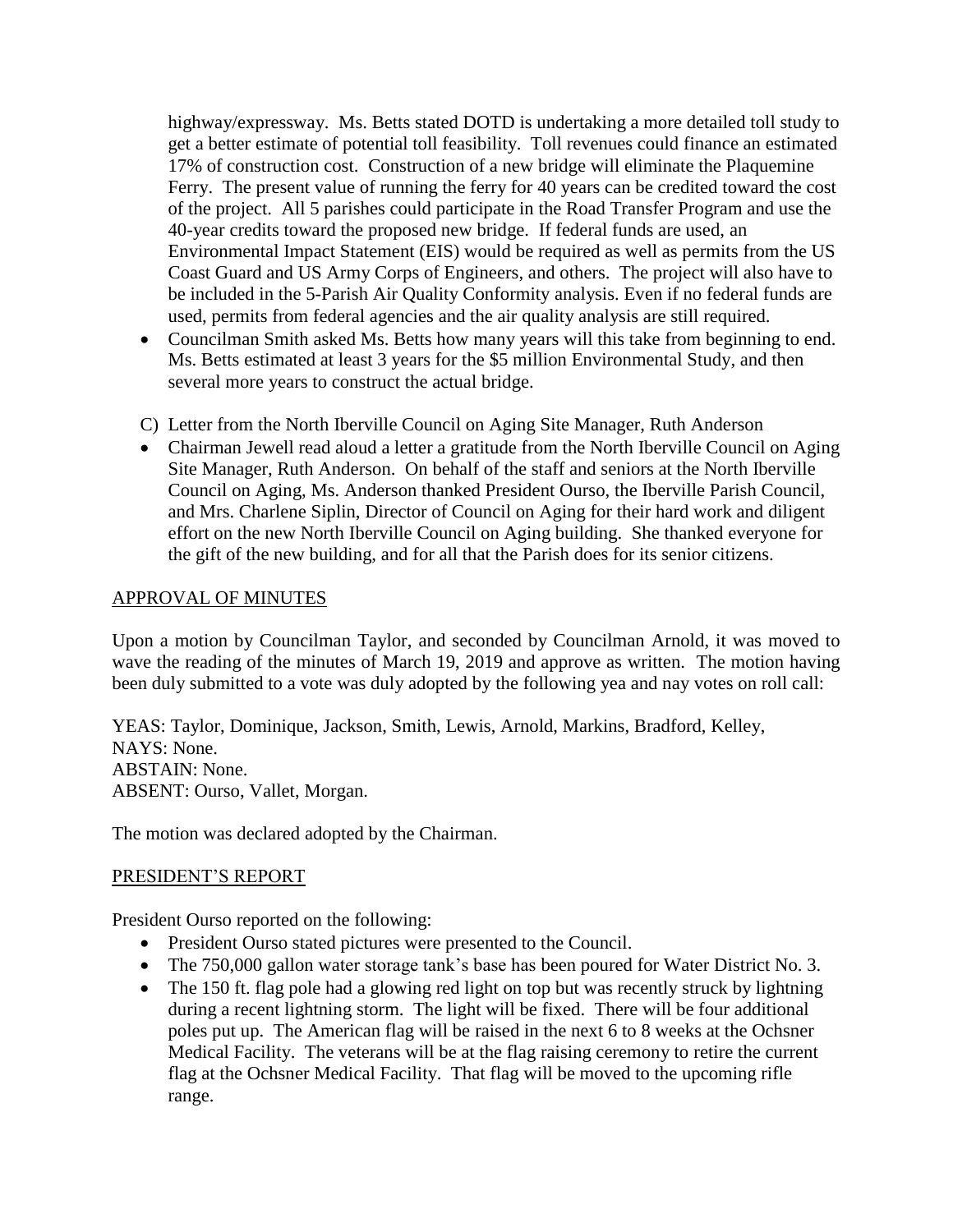highway/expressway. Ms. Betts stated DOTD is undertaking a more detailed toll study to get a better estimate of potential toll feasibility. Toll revenues could finance an estimated 17% of construction cost. Construction of a new bridge will eliminate the Plaquemine Ferry. The present value of running the ferry for 40 years can be credited toward the cost of the project. All 5 parishes could participate in the Road Transfer Program and use the 40-year credits toward the proposed new bridge. If federal funds are used, an Environmental Impact Statement (EIS) would be required as well as permits from the US Coast Guard and US Army Corps of Engineers, and others. The project will also have to be included in the 5-Parish Air Quality Conformity analysis. Even if no federal funds are used, permits from federal agencies and the air quality analysis are still required.

- Councilman Smith asked Ms. Betts how many years will this take from beginning to end. Ms. Betts estimated at least 3 years for the $5 million Environmental Study, and then several more years to construct the actual bridge.

C) Letter from the North Iberville Council on Aging Site Manager, Ruth Anderson

- Chairman Jewell read aloud a letter a gratitude from the North Iberville Council on Aging Site Manager, Ruth Anderson. On behalf of the staff and seniors at the North Iberville Council on Aging, Ms. Anderson thanked President Ourso, the Iberville Parish Council, and Mrs. Charlene Siplin, Director of Council on Aging for their hard work and diligent effort on the new North Iberville Council on Aging building. She thanked everyone for the gift of the new building, and for all that the Parish does for its senior citizens.

## APPROVAL OF MINUTES

Upon a motion by Councilman Taylor, and seconded by Councilman Arnold, it was moved to wave the reading of the minutes of March 19, 2019 and approve as written. The motion having been duly submitted to a vote was duly adopted by the following yea and nay votes on roll call:

YEAS: Taylor, Dominique, Jackson, Smith, Lewis, Arnold, Markins, Bradford, Kelley,
NAYS: None.
ABSTAIN: None.
ABSENT: Ourso, Vallet, Morgan.

The motion was declared adopted by the Chairman.

## PRESIDENT'S REPORT

President Ourso reported on the following:

- President Ourso stated pictures were presented to the Council.
- The 750,000 gallon water storage tank's base has been poured for Water District No. 3.
- The 150 ft. flag pole had a glowing red light on top but was recently struck by lightning during a recent lightning storm. The light will be fixed. There will be four additional poles put up. The American flag will be raised in the next 6 to 8 weeks at the Ochsner Medical Facility. The veterans will be at the flag raising ceremony to retire the current flag at the Ochsner Medical Facility. That flag will be moved to the upcoming rifle range.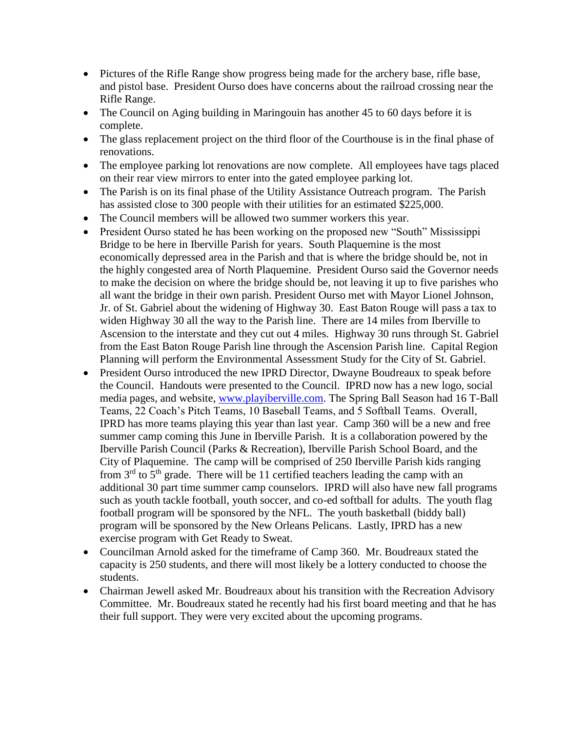- Pictures of the Rifle Range show progress being made for the archery base, rifle base, and pistol base. President Ourso does have concerns about the railroad crossing near the Rifle Range.
- The Council on Aging building in Maringouin has another 45 to 60 days before it is complete.
- The glass replacement project on the third floor of the Courthouse is in the final phase of renovations.
- The employee parking lot renovations are now complete. All employees have tags placed on their rear view mirrors to enter into the gated employee parking lot.
- The Parish is on its final phase of the Utility Assistance Outreach program. The Parish has assisted close to 300 people with their utilities for an estimated $225,000.
- The Council members will be allowed two summer workers this year.
- President Ourso stated he has been working on the proposed new "South" Mississippi Bridge to be here in Iberville Parish for years. South Plaquemine is the most economically depressed area in the Parish and that is where the bridge should be, not in the highly congested area of North Plaquemine. President Ourso said the Governor needs to make the decision on where the bridge should be, not leaving it up to five parishes who all want the bridge in their own parish. President Ourso met with Mayor Lionel Johnson, Jr. of St. Gabriel about the widening of Highway 30. East Baton Rouge will pass a tax to widen Highway 30 all the way to the Parish line. There are 14 miles from Iberville to Ascension to the interstate and they cut out 4 miles. Highway 30 runs through St. Gabriel from the East Baton Rouge Parish line through the Ascension Parish line. Capital Region Planning will perform the Environmental Assessment Study for the City of St. Gabriel.
- President Ourso introduced the new IPRD Director, Dwayne Boudreaux to speak before the Council. Handouts were presented to the Council. IPRD now has a new logo, social media pages, and website, www.playiberville.com. The Spring Ball Season had 16 T-Ball Teams, 22 Coach's Pitch Teams, 10 Baseball Teams, and 5 Softball Teams. Overall, IPRD has more teams playing this year than last year. Camp 360 will be a new and free summer camp coming this June in Iberville Parish. It is a collaboration powered by the Iberville Parish Council (Parks & Recreation), Iberville Parish School Board, and the City of Plaquemine. The camp will be comprised of 250 Iberville Parish kids ranging from 3rd to 5th grade. There will be 11 certified teachers leading the camp with an additional 30 part time summer camp counselors. IPRD will also have new fall programs such as youth tackle football, youth soccer, and co-ed softball for adults. The youth flag football program will be sponsored by the NFL. The youth basketball (biddy ball) program will be sponsored by the New Orleans Pelicans. Lastly, IPRD has a new exercise program with Get Ready to Sweat.
- Councilman Arnold asked for the timeframe of Camp 360. Mr. Boudreaux stated the capacity is 250 students, and there will most likely be a lottery conducted to choose the students.
- Chairman Jewell asked Mr. Boudreaux about his transition with the Recreation Advisory Committee. Mr. Boudreaux stated he recently had his first board meeting and that he has their full support. They were very excited about the upcoming programs.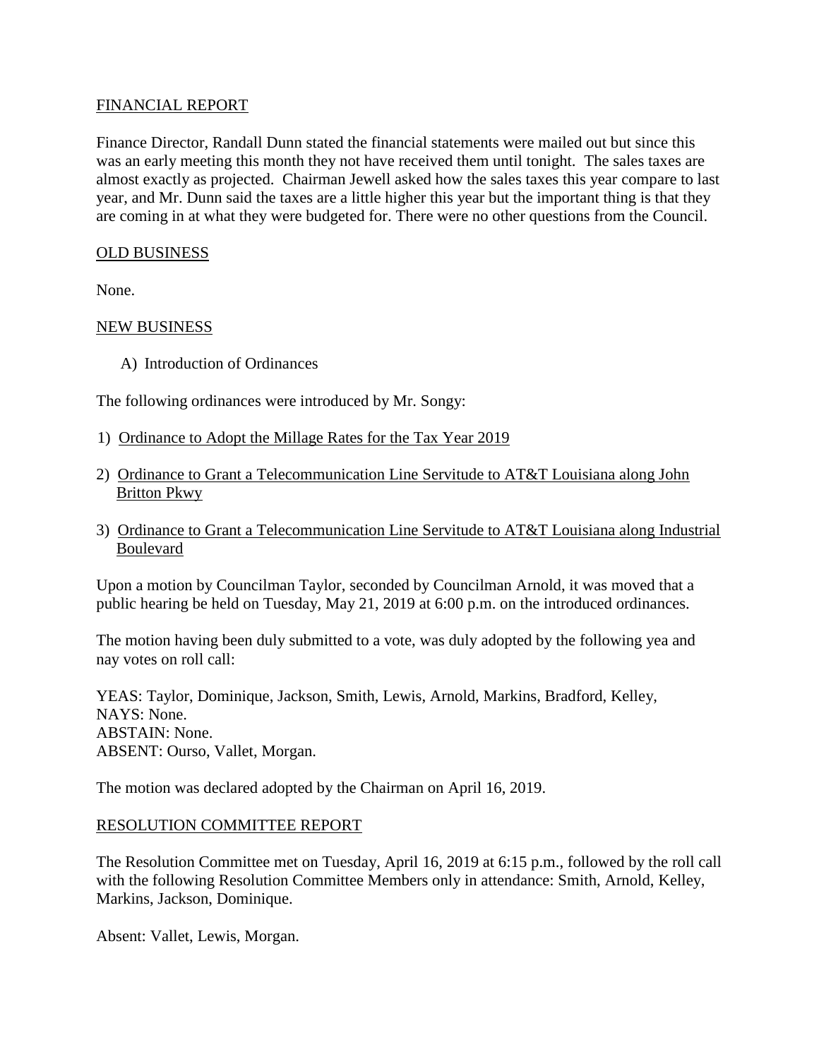FINANCIAL REPORT

Finance Director, Randall Dunn stated the financial statements were mailed out but since this was an early meeting this month they not have received them until tonight. The sales taxes are almost exactly as projected. Chairman Jewell asked how the sales taxes this year compare to last year, and Mr. Dunn said the taxes are a little higher this year but the important thing is that they are coming in at what they were budgeted for. There were no other questions from the Council.

OLD BUSINESS

None.

NEW BUSINESS

A) Introduction of Ordinances

The following ordinances were introduced by Mr. Songy:

1) Ordinance to Adopt the Millage Rates for the Tax Year 2019

2) Ordinance to Grant a Telecommunication Line Servitude to AT&T Louisiana along John Britton Pkwy

3) Ordinance to Grant a Telecommunication Line Servitude to AT&T Louisiana along Industrial Boulevard

Upon a motion by Councilman Taylor, seconded by Councilman Arnold, it was moved that a public hearing be held on Tuesday, May 21, 2019 at 6:00 p.m. on the introduced ordinances.

The motion having been duly submitted to a vote, was duly adopted by the following yea and nay votes on roll call:

YEAS: Taylor, Dominique, Jackson, Smith, Lewis, Arnold, Markins, Bradford, Kelley,
NAYS: None.
ABSTAIN: None.
ABSENT: Ourso, Vallet, Morgan.

The motion was declared adopted by the Chairman on April 16, 2019.

RESOLUTION COMMITTEE REPORT

The Resolution Committee met on Tuesday, April 16, 2019 at 6:15 p.m., followed by the roll call with the following Resolution Committee Members only in attendance: Smith, Arnold, Kelley, Markins, Jackson, Dominique.

Absent: Vallet, Lewis, Morgan.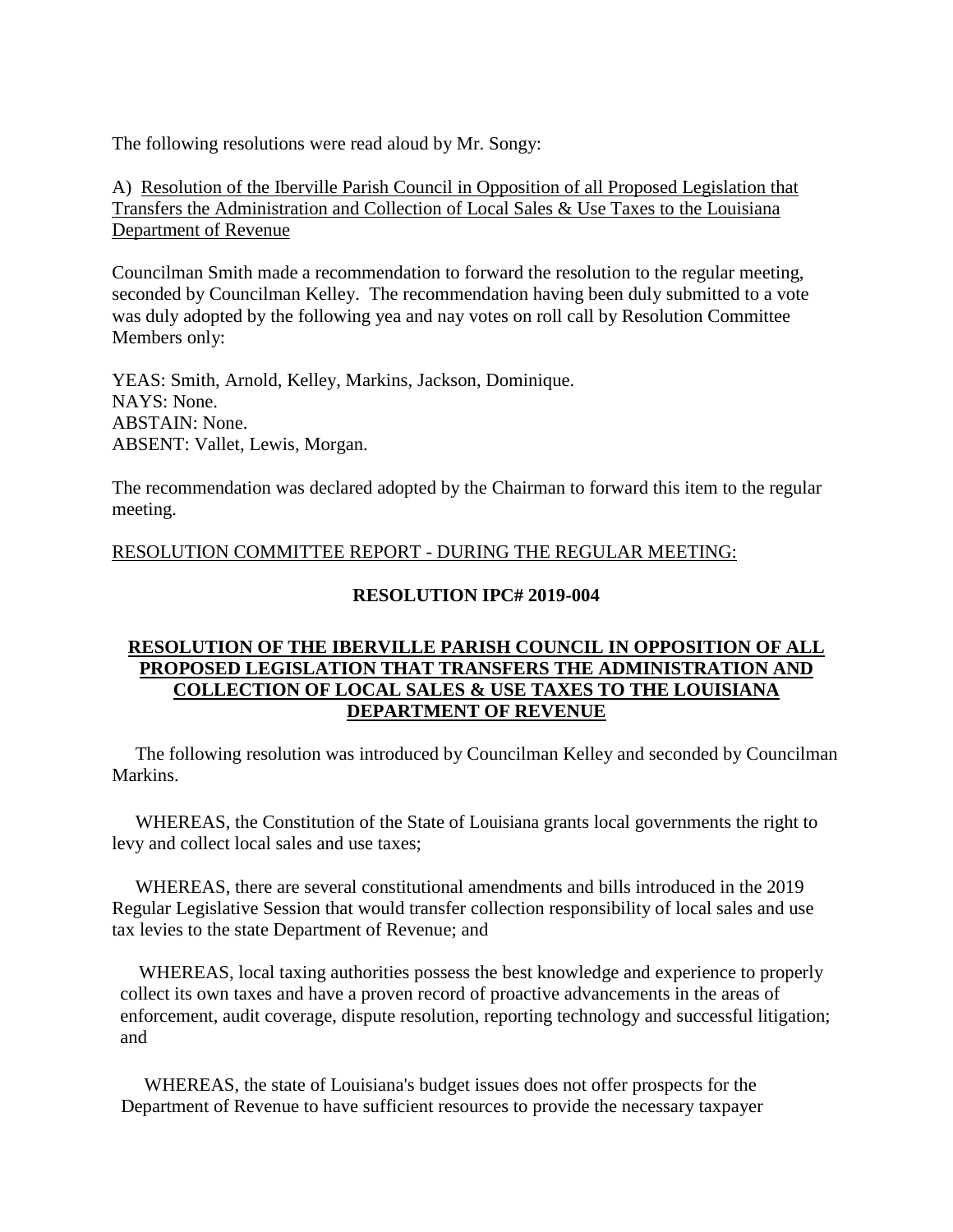The following resolutions were read aloud by Mr. Songy:

A) Resolution of the Iberville Parish Council in Opposition of all Proposed Legislation that Transfers the Administration and Collection of Local Sales & Use Taxes to the Louisiana Department of Revenue

Councilman Smith made a recommendation to forward the resolution to the regular meeting, seconded by Councilman Kelley. The recommendation having been duly submitted to a vote was duly adopted by the following yea and nay votes on roll call by Resolution Committee Members only:

YEAS: Smith, Arnold, Kelley, Markins, Jackson, Dominique.
NAYS: None.
ABSTAIN: None.
ABSENT: Vallet, Lewis, Morgan.

The recommendation was declared adopted by the Chairman to forward this item to the regular meeting.

RESOLUTION COMMITTEE REPORT - DURING THE REGULAR MEETING:

**RESOLUTION IPC# 2019-004**

**RESOLUTION OF THE IBERVILLE PARISH COUNCIL IN OPPOSITION OF ALL PROPOSED LEGISLATION THAT TRANSFERS THE ADMINISTRATION AND COLLECTION OF LOCAL SALES & USE TAXES TO THE LOUISIANA DEPARTMENT OF REVENUE**

The following resolution was introduced by Councilman Kelley and seconded by Councilman Markins.

WHEREAS, the Constitution of the State of Louisiana grants local governments the right to levy and collect local sales and use taxes;

WHEREAS, there are several constitutional amendments and bills introduced in the 2019 Regular Legislative Session that would transfer collection responsibility of local sales and use tax levies to the state Department of Revenue; and

WHEREAS, local taxing authorities possess the best knowledge and experience to properly collect its own taxes and have a proven record of proactive advancements in the areas of enforcement, audit coverage, dispute resolution, reporting technology and successful litigation; and

WHEREAS, the state of Louisiana's budget issues does not offer prospects for the Department of Revenue to have sufficient resources to provide the necessary taxpayer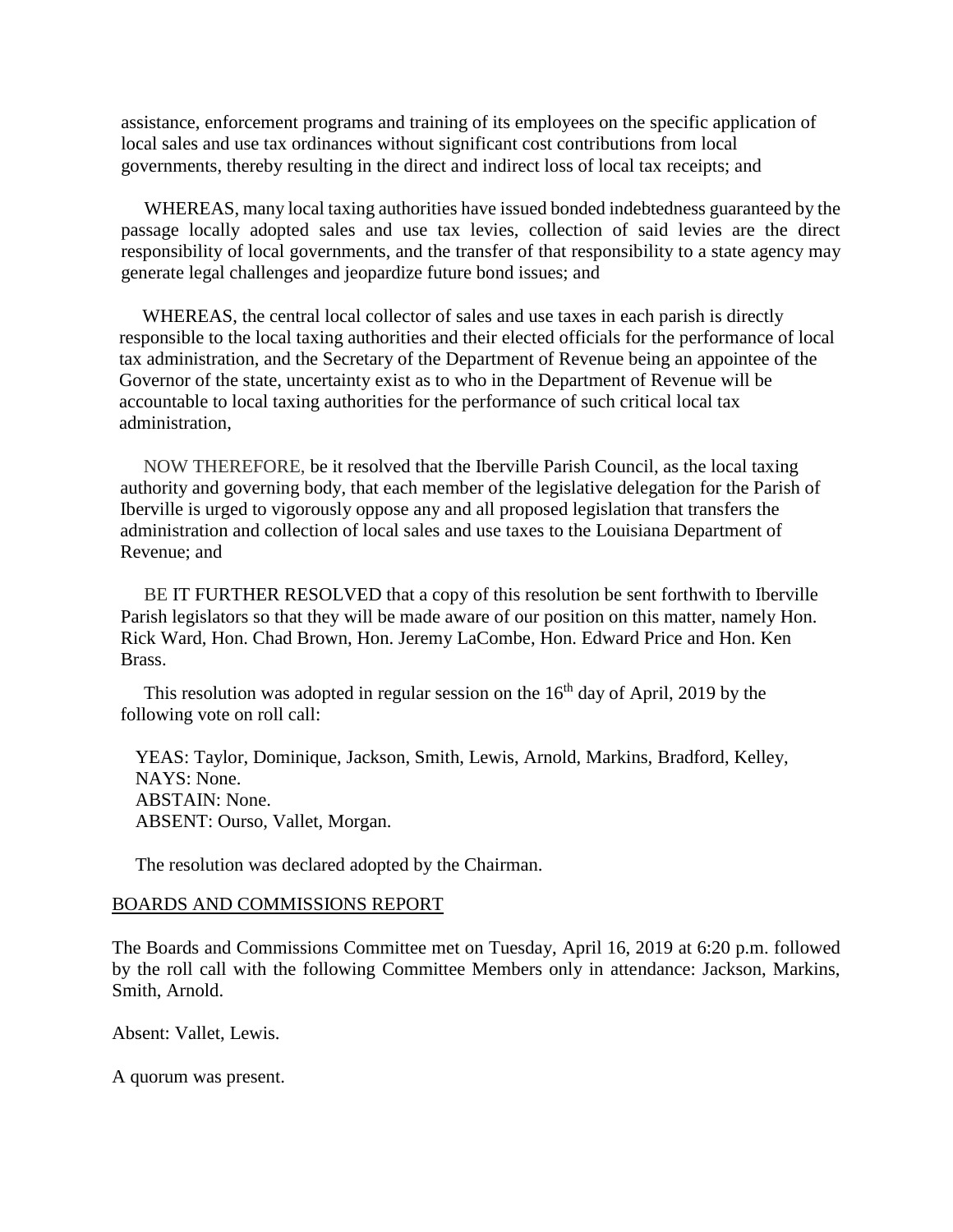assistance, enforcement programs and training of its employees on the specific application of local sales and use tax ordinances without significant cost contributions from local governments, thereby resulting in the direct and indirect loss of local tax receipts; and

WHEREAS, many local taxing authorities have issued bonded indebtedness guaranteed by the passage locally adopted sales and use tax levies, collection of said levies are the direct responsibility of local governments, and the transfer of that responsibility to a state agency may generate legal challenges and jeopardize future bond issues; and

WHEREAS, the central local collector of sales and use taxes in each parish is directly responsible to the local taxing authorities and their elected officials for the performance of local tax administration, and the Secretary of the Department of Revenue being an appointee of the Governor of the state, uncertainty exist as to who in the Department of Revenue will be accountable to local taxing authorities for the performance of such critical local tax administration,

NOW THEREFORE, be it resolved that the Iberville Parish Council, as the local taxing authority and governing body, that each member of the legislative delegation for the Parish of Iberville is urged to vigorously oppose any and all proposed legislation that transfers the administration and collection of local sales and use taxes to the Louisiana Department of Revenue; and

BE IT FURTHER RESOLVED that a copy of this resolution be sent forthwith to Iberville Parish legislators so that they will be made aware of our position on this matter, namely Hon. Rick Ward, Hon. Chad Brown, Hon. Jeremy LaCombe, Hon. Edward Price and Hon. Ken Brass.

This resolution was adopted in regular session on the 16th day of April, 2019 by the following vote on roll call:

YEAS: Taylor, Dominique, Jackson, Smith, Lewis, Arnold, Markins, Bradford, Kelley,
NAYS: None.
ABSTAIN: None.
ABSENT: Ourso, Vallet, Morgan.

The resolution was declared adopted by the Chairman.

## BOARDS AND COMMISSIONS REPORT

The Boards and Commissions Committee met on Tuesday, April 16, 2019 at 6:20 p.m. followed by the roll call with the following Committee Members only in attendance: Jackson, Markins, Smith, Arnold.

Absent: Vallet, Lewis.

A quorum was present.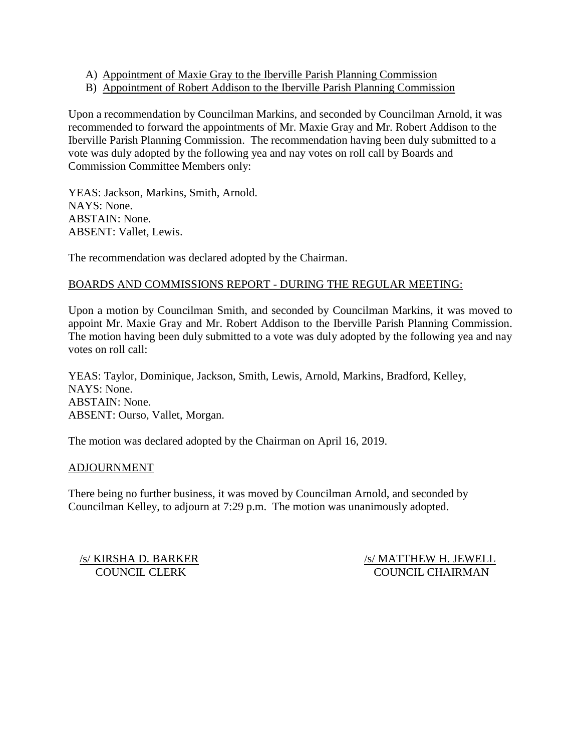A) Appointment of Maxie Gray to the Iberville Parish Planning Commission
B) Appointment of Robert Addison to the Iberville Parish Planning Commission

Upon a recommendation by Councilman Markins, and seconded by Councilman Arnold, it was recommended to forward the appointments of Mr. Maxie Gray and Mr. Robert Addison to the Iberville Parish Planning Commission. The recommendation having been duly submitted to a vote was duly adopted by the following yea and nay votes on roll call by Boards and Commission Committee Members only:

YEAS: Jackson, Markins, Smith, Arnold.
NAYS: None.
ABSTAIN: None.
ABSENT: Vallet, Lewis.

The recommendation was declared adopted by the Chairman.

BOARDS AND COMMISSIONS REPORT - DURING THE REGULAR MEETING:

Upon a motion by Councilman Smith, and seconded by Councilman Markins, it was moved to appoint Mr. Maxie Gray and Mr. Robert Addison to the Iberville Parish Planning Commission. The motion having been duly submitted to a vote was duly adopted by the following yea and nay votes on roll call:

YEAS: Taylor, Dominique, Jackson, Smith, Lewis, Arnold, Markins, Bradford, Kelley,
NAYS: None.
ABSTAIN: None.
ABSENT: Ourso, Vallet, Morgan.

The motion was declared adopted by the Chairman on April 16, 2019.

ADJOURNMENT

There being no further business, it was moved by Councilman Arnold, and seconded by Councilman Kelley, to adjourn at 7:29 p.m. The motion was unanimously adopted.

/s/ KIRSHA D. BARKER
COUNCIL CLERK

/s/ MATTHEW H. JEWELL
COUNCIL CHAIRMAN